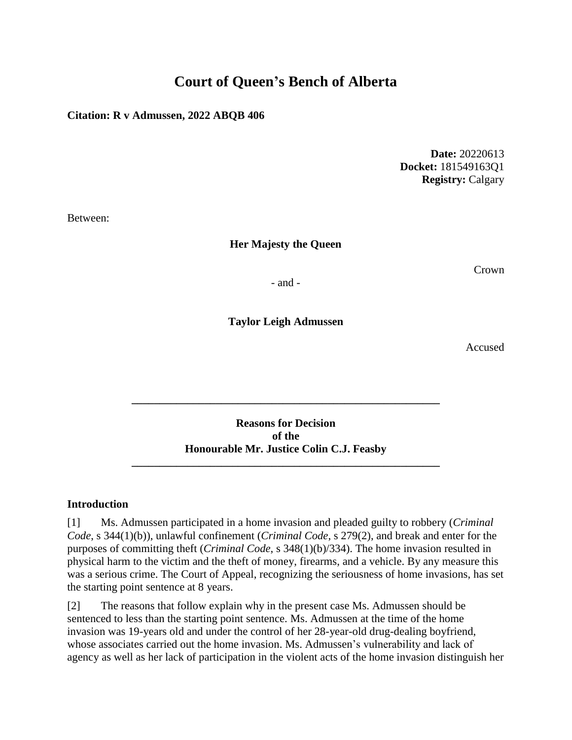# Court of Queen's Bench of Alberta

**Citation: R v Admussen, 2022 ABQB 406**

**Date:** 20220613
**Docket:** 181549163Q1
**Registry:** Calgary

Between:

**Her Majesty the Queen**

Crown

- and -

**Taylor Leigh Admussen**

Accused

---

**Reasons for Decision**
**of the**
**Honourable Mr. Justice Colin C.J. Feasby**

---

## Introduction

[1] Ms. Admussen participated in a home invasion and pleaded guilty to robbery (*Criminal Code*, s 344(1)(b)), unlawful confinement (*Criminal Code*, s 279(2), and break and enter for the purposes of committing theft (*Criminal Code*, s 348(1)(b)/334). The home invasion resulted in physical harm to the victim and the theft of money, firearms, and a vehicle. By any measure this was a serious crime. The Court of Appeal, recognizing the seriousness of home invasions, has set the starting point sentence at 8 years.

[2] The reasons that follow explain why in the present case Ms. Admussen should be sentenced to less than the starting point sentence. Ms. Admussen at the time of the home invasion was 19-years old and under the control of her 28-year-old drug-dealing boyfriend, whose associates carried out the home invasion. Ms. Admussen's vulnerability and lack of agency as well as her lack of participation in the violent acts of the home invasion distinguish her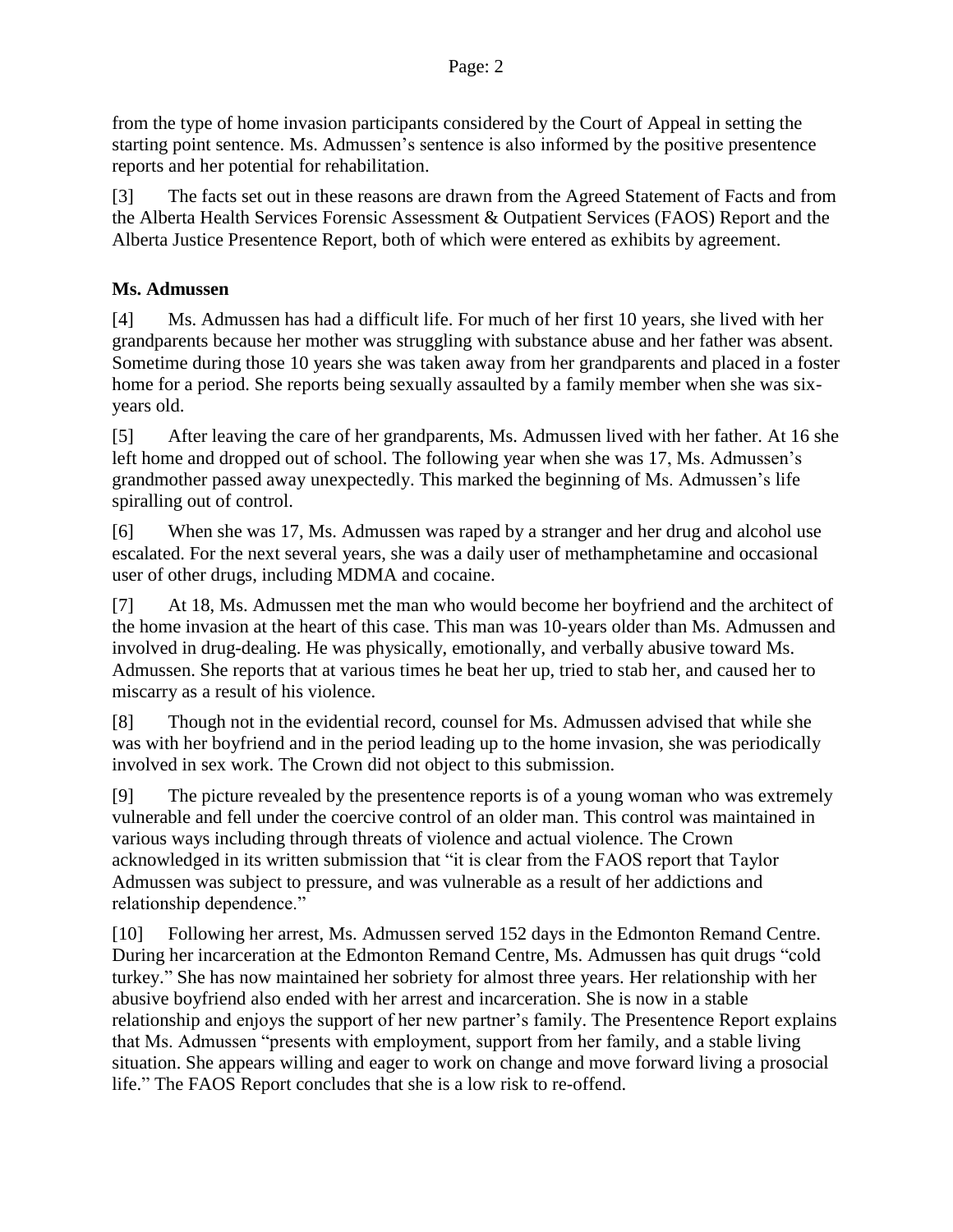from the type of home invasion participants considered by the Court of Appeal in setting the starting point sentence. Ms. Admussen's sentence is also informed by the positive presentence reports and her potential for rehabilitation.

[3] The facts set out in these reasons are drawn from the Agreed Statement of Facts and from the Alberta Health Services Forensic Assessment & Outpatient Services (FAOS) Report and the Alberta Justice Presentence Report, both of which were entered as exhibits by agreement.

**Ms. Admussen**

[4] Ms. Admussen has had a difficult life. For much of her first 10 years, she lived with her grandparents because her mother was struggling with substance abuse and her father was absent. Sometime during those 10 years she was taken away from her grandparents and placed in a foster home for a period. She reports being sexually assaulted by a family member when she was six-years old.

[5] After leaving the care of her grandparents, Ms. Admussen lived with her father. At 16 she left home and dropped out of school. The following year when she was 17, Ms. Admussen's grandmother passed away unexpectedly. This marked the beginning of Ms. Admussen's life spiralling out of control.

[6] When she was 17, Ms. Admussen was raped by a stranger and her drug and alcohol use escalated. For the next several years, she was a daily user of methamphetamine and occasional user of other drugs, including MDMA and cocaine.

[7] At 18, Ms. Admussen met the man who would become her boyfriend and the architect of the home invasion at the heart of this case. This man was 10-years older than Ms. Admussen and involved in drug-dealing. He was physically, emotionally, and verbally abusive toward Ms. Admussen. She reports that at various times he beat her up, tried to stab her, and caused her to miscarry as a result of his violence.

[8] Though not in the evidential record, counsel for Ms. Admussen advised that while she was with her boyfriend and in the period leading up to the home invasion, she was periodically involved in sex work. The Crown did not object to this submission.

[9] The picture revealed by the presentence reports is of a young woman who was extremely vulnerable and fell under the coercive control of an older man. This control was maintained in various ways including through threats of violence and actual violence. The Crown acknowledged in its written submission that "it is clear from the FAOS report that Taylor Admussen was subject to pressure, and was vulnerable as a result of her addictions and relationship dependence."

[10] Following her arrest, Ms. Admussen served 152 days in the Edmonton Remand Centre. During her incarceration at the Edmonton Remand Centre, Ms. Admussen has quit drugs "cold turkey." She has now maintained her sobriety for almost three years. Her relationship with her abusive boyfriend also ended with her arrest and incarceration. She is now in a stable relationship and enjoys the support of her new partner's family. The Presentence Report explains that Ms. Admussen "presents with employment, support from her family, and a stable living situation. She appears willing and eager to work on change and move forward living a prosocial life." The FAOS Report concludes that she is a low risk to re-offend.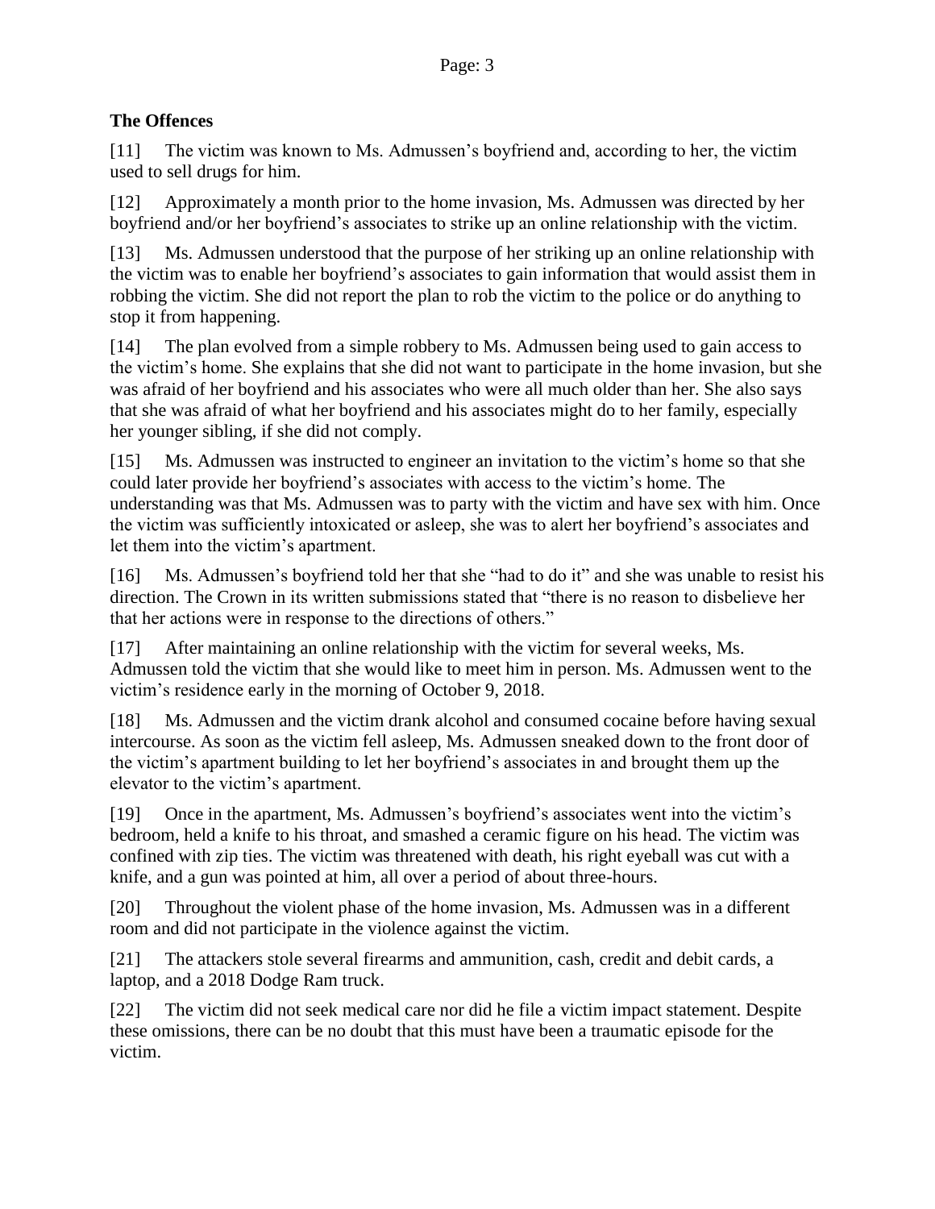**The Offences**

[11] The victim was known to Ms. Admussen's boyfriend and, according to her, the victim used to sell drugs for him.

[12] Approximately a month prior to the home invasion, Ms. Admussen was directed by her boyfriend and/or her boyfriend's associates to strike up an online relationship with the victim.

[13] Ms. Admussen understood that the purpose of her striking up an online relationship with the victim was to enable her boyfriend's associates to gain information that would assist them in robbing the victim. She did not report the plan to rob the victim to the police or do anything to stop it from happening.

[14] The plan evolved from a simple robbery to Ms. Admussen being used to gain access to the victim's home. She explains that she did not want to participate in the home invasion, but she was afraid of her boyfriend and his associates who were all much older than her. She also says that she was afraid of what her boyfriend and his associates might do to her family, especially her younger sibling, if she did not comply.

[15] Ms. Admussen was instructed to engineer an invitation to the victim's home so that she could later provide her boyfriend's associates with access to the victim's home. The understanding was that Ms. Admussen was to party with the victim and have sex with him. Once the victim was sufficiently intoxicated or asleep, she was to alert her boyfriend's associates and let them into the victim's apartment.

[16] Ms. Admussen's boyfriend told her that she "had to do it" and she was unable to resist his direction. The Crown in its written submissions stated that "there is no reason to disbelieve her that her actions were in response to the directions of others."

[17] After maintaining an online relationship with the victim for several weeks, Ms. Admussen told the victim that she would like to meet him in person. Ms. Admussen went to the victim's residence early in the morning of October 9, 2018.

[18] Ms. Admussen and the victim drank alcohol and consumed cocaine before having sexual intercourse. As soon as the victim fell asleep, Ms. Admussen sneaked down to the front door of the victim's apartment building to let her boyfriend's associates in and brought them up the elevator to the victim's apartment.

[19] Once in the apartment, Ms. Admussen's boyfriend's associates went into the victim's bedroom, held a knife to his throat, and smashed a ceramic figure on his head. The victim was confined with zip ties. The victim was threatened with death, his right eyeball was cut with a knife, and a gun was pointed at him, all over a period of about three-hours.

[20] Throughout the violent phase of the home invasion, Ms. Admussen was in a different room and did not participate in the violence against the victim.

[21] The attackers stole several firearms and ammunition, cash, credit and debit cards, a laptop, and a 2018 Dodge Ram truck.

[22] The victim did not seek medical care nor did he file a victim impact statement. Despite these omissions, there can be no doubt that this must have been a traumatic episode for the victim.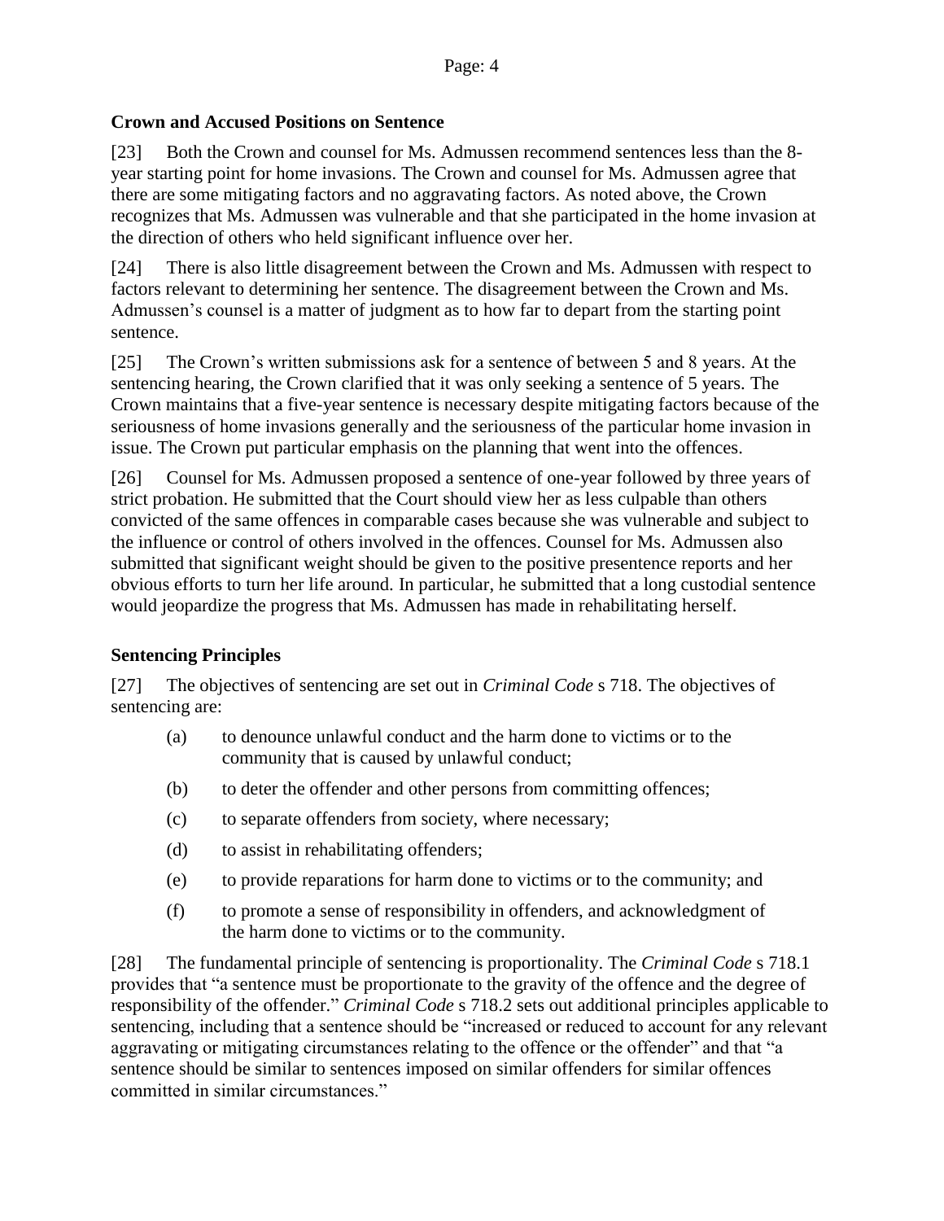## Crown and Accused Positions on Sentence

[23] Both the Crown and counsel for Ms. Admussen recommend sentences less than the 8-year starting point for home invasions. The Crown and counsel for Ms. Admussen agree that there are some mitigating factors and no aggravating factors. As noted above, the Crown recognizes that Ms. Admussen was vulnerable and that she participated in the home invasion at the direction of others who held significant influence over her.

[24] There is also little disagreement between the Crown and Ms. Admussen with respect to factors relevant to determining her sentence. The disagreement between the Crown and Ms. Admussen's counsel is a matter of judgment as to how far to depart from the starting point sentence.

[25] The Crown's written submissions ask for a sentence of between 5 and 8 years. At the sentencing hearing, the Crown clarified that it was only seeking a sentence of 5 years. The Crown maintains that a five-year sentence is necessary despite mitigating factors because of the seriousness of home invasions generally and the seriousness of the particular home invasion in issue. The Crown put particular emphasis on the planning that went into the offences.

[26] Counsel for Ms. Admussen proposed a sentence of one-year followed by three years of strict probation. He submitted that the Court should view her as less culpable than others convicted of the same offences in comparable cases because she was vulnerable and subject to the influence or control of others involved in the offences. Counsel for Ms. Admussen also submitted that significant weight should be given to the positive presentence reports and her obvious efforts to turn her life around. In particular, he submitted that a long custodial sentence would jeopardize the progress that Ms. Admussen has made in rehabilitating herself.

## Sentencing Principles

[27] The objectives of sentencing are set out in *Criminal Code* s 718. The objectives of sentencing are:

(a) to denounce unlawful conduct and the harm done to victims or to the community that is caused by unlawful conduct;

(b) to deter the offender and other persons from committing offences;

(c) to separate offenders from society, where necessary;

(d) to assist in rehabilitating offenders;

(e) to provide reparations for harm done to victims or to the community; and

(f) to promote a sense of responsibility in offenders, and acknowledgment of the harm done to victims or to the community.

[28] The fundamental principle of sentencing is proportionality. The *Criminal Code* s 718.1 provides that "a sentence must be proportionate to the gravity of the offence and the degree of responsibility of the offender." *Criminal Code* s 718.2 sets out additional principles applicable to sentencing, including that a sentence should be "increased or reduced to account for any relevant aggravating or mitigating circumstances relating to the offence or the offender" and that "a sentence should be similar to sentences imposed on similar offenders for similar offences committed in similar circumstances."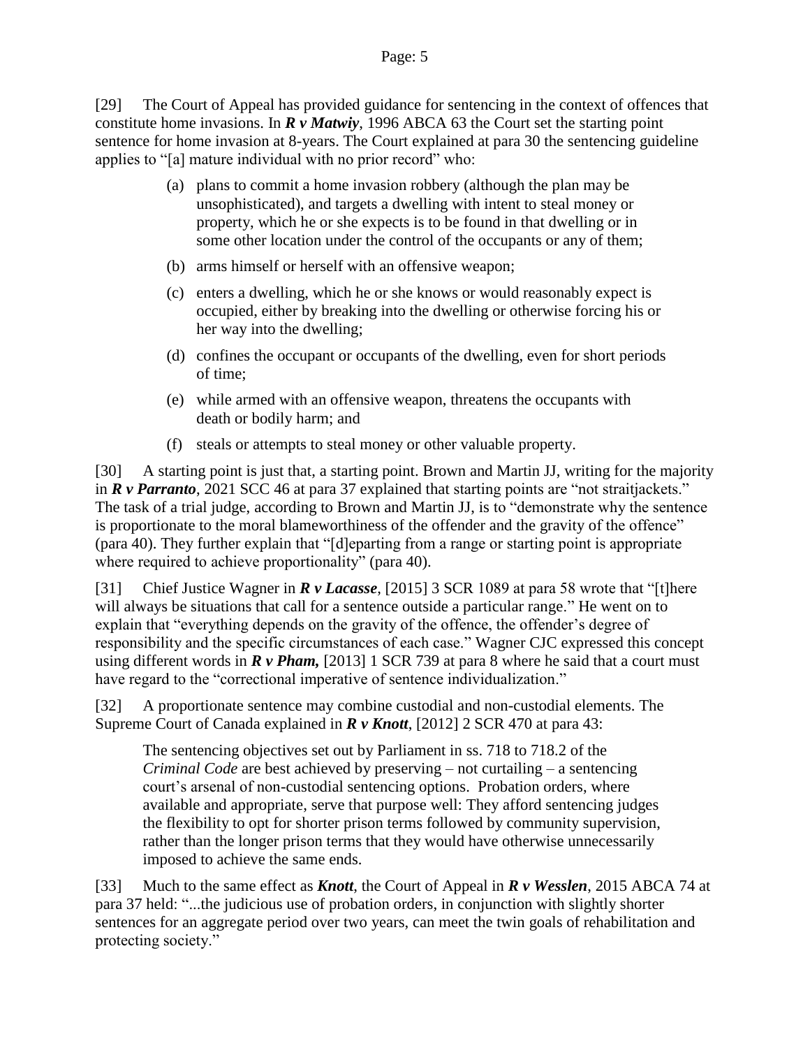[29] The Court of Appeal has provided guidance for sentencing in the context of offences that constitute home invasions. In ***R v Matwiy***, 1996 ABCA 63 the Court set the starting point sentence for home invasion at 8-years. The Court explained at para 30 the sentencing guideline applies to "[a] mature individual with no prior record" who:

> (a) plans to commit a home invasion robbery (although the plan may be unsophisticated), and targets a dwelling with intent to steal money or property, which he or she expects is to be found in that dwelling or in some other location under the control of the occupants or any of them;
>
> (b) arms himself or herself with an offensive weapon;
>
> (c) enters a dwelling, which he or she knows or would reasonably expect is occupied, either by breaking into the dwelling or otherwise forcing his or her way into the dwelling;
>
> (d) confines the occupant or occupants of the dwelling, even for short periods of time;
>
> (e) while armed with an offensive weapon, threatens the occupants with death or bodily harm; and
>
> (f) steals or attempts to steal money or other valuable property.

[30] A starting point is just that, a starting point. Brown and Martin JJ, writing for the majority in ***R v Parranto***, 2021 SCC 46 at para 37 explained that starting points are "not straitjackets." The task of a trial judge, according to Brown and Martin JJ, is to "demonstrate why the sentence is proportionate to the moral blameworthiness of the offender and the gravity of the offence" (para 40). They further explain that "[d]eparting from a range or starting point is appropriate where required to achieve proportionality" (para 40).

[31] Chief Justice Wagner in ***R v Lacasse***, [2015] 3 SCR 1089 at para 58 wrote that "[t]here will always be situations that call for a sentence outside a particular range." He went on to explain that "everything depends on the gravity of the offence, the offender's degree of responsibility and the specific circumstances of each case." Wagner CJC expressed this concept using different words in ***R v Pham,*** [2013] 1 SCR 739 at para 8 where he said that a court must have regard to the "correctional imperative of sentence individualization."

[32] A proportionate sentence may combine custodial and non-custodial elements. The Supreme Court of Canada explained in ***R v Knott***, [2012] 2 SCR 470 at para 43:

> The sentencing objectives set out by Parliament in ss. 718 to 718.2 of the *Criminal Code* are best achieved by preserving – not curtailing – a sentencing court's arsenal of non-custodial sentencing options. Probation orders, where available and appropriate, serve that purpose well: They afford sentencing judges the flexibility to opt for shorter prison terms followed by community supervision, rather than the longer prison terms that they would have otherwise unnecessarily imposed to achieve the same ends.

[33] Much to the same effect as ***Knott***, the Court of Appeal in ***R v Wesslen***, 2015 ABCA 74 at para 37 held: "...the judicious use of probation orders, in conjunction with slightly shorter sentences for an aggregate period over two years, can meet the twin goals of rehabilitation and protecting society."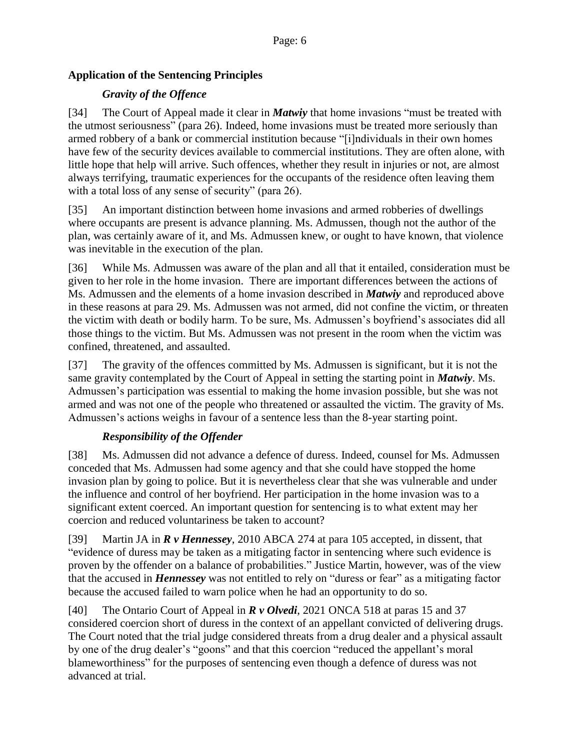## Application of the Sentencing Principles

### *Gravity of the Offence*

[34] The Court of Appeal made it clear in ***Matwiy*** that home invasions "must be treated with the utmost seriousness" (para 26). Indeed, home invasions must be treated more seriously than armed robbery of a bank or commercial institution because "[i]ndividuals in their own homes have few of the security devices available to commercial institutions. They are often alone, with little hope that help will arrive. Such offences, whether they result in injuries or not, are almost always terrifying, traumatic experiences for the occupants of the residence often leaving them with a total loss of any sense of security" (para 26).

[35] An important distinction between home invasions and armed robberies of dwellings where occupants are present is advance planning. Ms. Admussen, though not the author of the plan, was certainly aware of it, and Ms. Admussen knew, or ought to have known, that violence was inevitable in the execution of the plan.

[36] While Ms. Admussen was aware of the plan and all that it entailed, consideration must be given to her role in the home invasion. There are important differences between the actions of Ms. Admussen and the elements of a home invasion described in ***Matwiy*** and reproduced above in these reasons at para 29. Ms. Admussen was not armed, did not confine the victim, or threaten the victim with death or bodily harm. To be sure, Ms. Admussen's boyfriend's associates did all those things to the victim. But Ms. Admussen was not present in the room when the victim was confined, threatened, and assaulted.

[37] The gravity of the offences committed by Ms. Admussen is significant, but it is not the same gravity contemplated by the Court of Appeal in setting the starting point in ***Matwiy***. Ms. Admussen's participation was essential to making the home invasion possible, but she was not armed and was not one of the people who threatened or assaulted the victim. The gravity of Ms. Admussen's actions weighs in favour of a sentence less than the 8-year starting point.

### *Responsibility of the Offender*

[38] Ms. Admussen did not advance a defence of duress. Indeed, counsel for Ms. Admussen conceded that Ms. Admussen had some agency and that she could have stopped the home invasion plan by going to police. But it is nevertheless clear that she was vulnerable and under the influence and control of her boyfriend. Her participation in the home invasion was to a significant extent coerced. An important question for sentencing is to what extent may her coercion and reduced voluntariness be taken to account?

[39] Martin JA in ***R v Hennessey***, 2010 ABCA 274 at para 105 accepted, in dissent, that "evidence of duress may be taken as a mitigating factor in sentencing where such evidence is proven by the offender on a balance of probabilities." Justice Martin, however, was of the view that the accused in ***Hennessey*** was not entitled to rely on "duress or fear" as a mitigating factor because the accused failed to warn police when he had an opportunity to do so.

[40] The Ontario Court of Appeal in ***R v Olvedi***, 2021 ONCA 518 at paras 15 and 37 considered coercion short of duress in the context of an appellant convicted of delivering drugs. The Court noted that the trial judge considered threats from a drug dealer and a physical assault by one of the drug dealer's "goons" and that this coercion "reduced the appellant's moral blameworthiness" for the purposes of sentencing even though a defence of duress was not advanced at trial.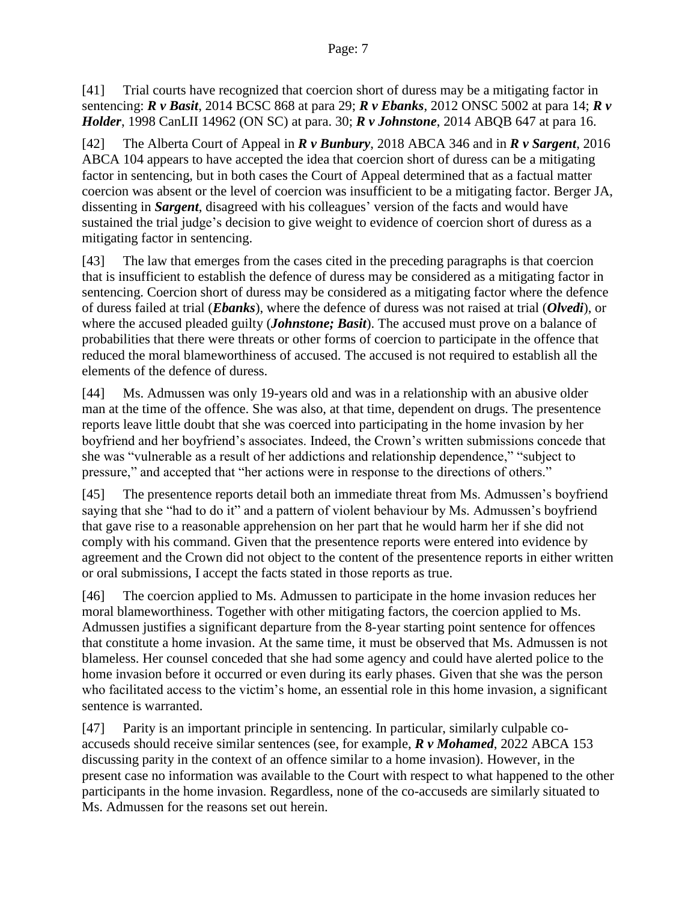[41] Trial courts have recognized that coercion short of duress may be a mitigating factor in sentencing: ***R v Basit***, 2014 BCSC 868 at para 29; ***R v Ebanks***, 2012 ONSC 5002 at para 14; ***R v Holder***, 1998 CanLII 14962 (ON SC) at para. 30; ***R v Johnstone***, 2014 ABQB 647 at para 16.

[42] The Alberta Court of Appeal in ***R v Bunbury***, 2018 ABCA 346 and in ***R v Sargent***, 2016 ABCA 104 appears to have accepted the idea that coercion short of duress can be a mitigating factor in sentencing, but in both cases the Court of Appeal determined that as a factual matter coercion was absent or the level of coercion was insufficient to be a mitigating factor. Berger JA, dissenting in ***Sargent***, disagreed with his colleagues' version of the facts and would have sustained the trial judge's decision to give weight to evidence of coercion short of duress as a mitigating factor in sentencing.

[43] The law that emerges from the cases cited in the preceding paragraphs is that coercion that is insufficient to establish the defence of duress may be considered as a mitigating factor in sentencing. Coercion short of duress may be considered as a mitigating factor where the defence of duress failed at trial (***Ebanks***), where the defence of duress was not raised at trial (***Olvedi***), or where the accused pleaded guilty (***Johnstone; Basit***). The accused must prove on a balance of probabilities that there were threats or other forms of coercion to participate in the offence that reduced the moral blameworthiness of accused. The accused is not required to establish all the elements of the defence of duress.

[44] Ms. Admussen was only 19-years old and was in a relationship with an abusive older man at the time of the offence. She was also, at that time, dependent on drugs. The presentence reports leave little doubt that she was coerced into participating in the home invasion by her boyfriend and her boyfriend's associates. Indeed, the Crown's written submissions concede that she was "vulnerable as a result of her addictions and relationship dependence," "subject to pressure," and accepted that "her actions were in response to the directions of others."

[45] The presentence reports detail both an immediate threat from Ms. Admussen's boyfriend saying that she "had to do it" and a pattern of violent behaviour by Ms. Admussen's boyfriend that gave rise to a reasonable apprehension on her part that he would harm her if she did not comply with his command. Given that the presentence reports were entered into evidence by agreement and the Crown did not object to the content of the presentence reports in either written or oral submissions, I accept the facts stated in those reports as true.

[46] The coercion applied to Ms. Admussen to participate in the home invasion reduces her moral blameworthiness. Together with other mitigating factors, the coercion applied to Ms. Admussen justifies a significant departure from the 8-year starting point sentence for offences that constitute a home invasion. At the same time, it must be observed that Ms. Admussen is not blameless. Her counsel conceded that she had some agency and could have alerted police to the home invasion before it occurred or even during its early phases. Given that she was the person who facilitated access to the victim's home, an essential role in this home invasion, a significant sentence is warranted.

[47] Parity is an important principle in sentencing. In particular, similarly culpable co-accuseds should receive similar sentences (see, for example, ***R v Mohamed***, 2022 ABCA 153 discussing parity in the context of an offence similar to a home invasion). However, in the present case no information was available to the Court with respect to what happened to the other participants in the home invasion. Regardless, none of the co-accuseds are similarly situated to Ms. Admussen for the reasons set out herein.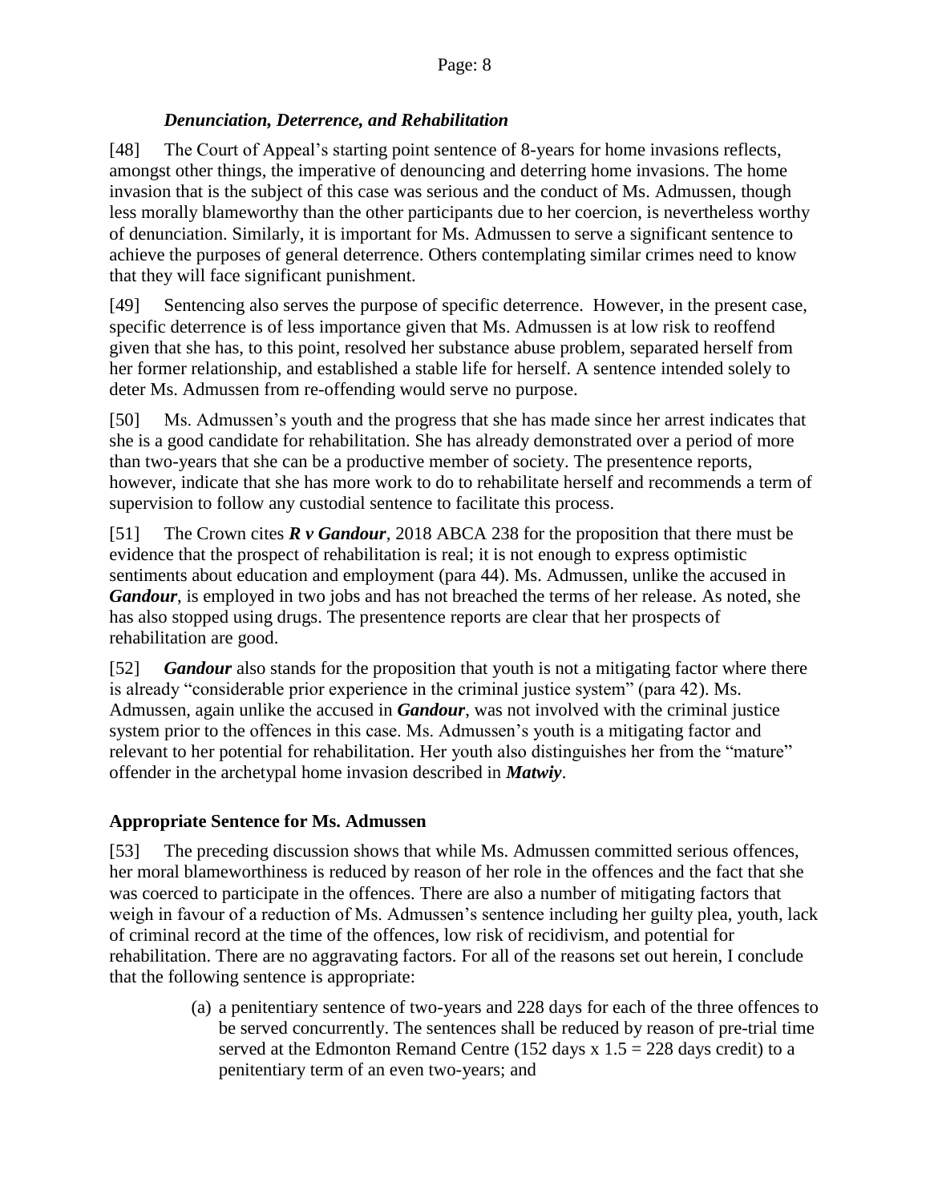### *Denunciation, Deterrence, and Rehabilitation*

[48] The Court of Appeal's starting point sentence of 8-years for home invasions reflects, amongst other things, the imperative of denouncing and deterring home invasions. The home invasion that is the subject of this case was serious and the conduct of Ms. Admussen, though less morally blameworthy than the other participants due to her coercion, is nevertheless worthy of denunciation. Similarly, it is important for Ms. Admussen to serve a significant sentence to achieve the purposes of general deterrence. Others contemplating similar crimes need to know that they will face significant punishment.

[49] Sentencing also serves the purpose of specific deterrence. However, in the present case, specific deterrence is of less importance given that Ms. Admussen is at low risk to reoffend given that she has, to this point, resolved her substance abuse problem, separated herself from her former relationship, and established a stable life for herself. A sentence intended solely to deter Ms. Admussen from re-offending would serve no purpose.

[50] Ms. Admussen's youth and the progress that she has made since her arrest indicates that she is a good candidate for rehabilitation. She has already demonstrated over a period of more than two-years that she can be a productive member of society. The presentence reports, however, indicate that she has more work to do to rehabilitate herself and recommends a term of supervision to follow any custodial sentence to facilitate this process.

[51] The Crown cites ***R v Gandour***, 2018 ABCA 238 for the proposition that there must be evidence that the prospect of rehabilitation is real; it is not enough to express optimistic sentiments about education and employment (para 44). Ms. Admussen, unlike the accused in ***Gandour***, is employed in two jobs and has not breached the terms of her release. As noted, she has also stopped using drugs. The presentence reports are clear that her prospects of rehabilitation are good.

[52] ***Gandour*** also stands for the proposition that youth is not a mitigating factor where there is already "considerable prior experience in the criminal justice system" (para 42). Ms. Admussen, again unlike the accused in ***Gandour***, was not involved with the criminal justice system prior to the offences in this case. Ms. Admussen's youth is a mitigating factor and relevant to her potential for rehabilitation. Her youth also distinguishes her from the "mature" offender in the archetypal home invasion described in ***Matwiy***.

## **Appropriate Sentence for Ms. Admussen**

[53] The preceding discussion shows that while Ms. Admussen committed serious offences, her moral blameworthiness is reduced by reason of her role in the offences and the fact that she was coerced to participate in the offences. There are also a number of mitigating factors that weigh in favour of a reduction of Ms. Admussen's sentence including her guilty plea, youth, lack of criminal record at the time of the offences, low risk of recidivism, and potential for rehabilitation. There are no aggravating factors. For all of the reasons set out herein, I conclude that the following sentence is appropriate:

> (a) a penitentiary sentence of two-years and 228 days for each of the three offences to be served concurrently. The sentences shall be reduced by reason of pre-trial time served at the Edmonton Remand Centre (152 days x 1.5 = 228 days credit) to a penitentiary term of an even two-years; and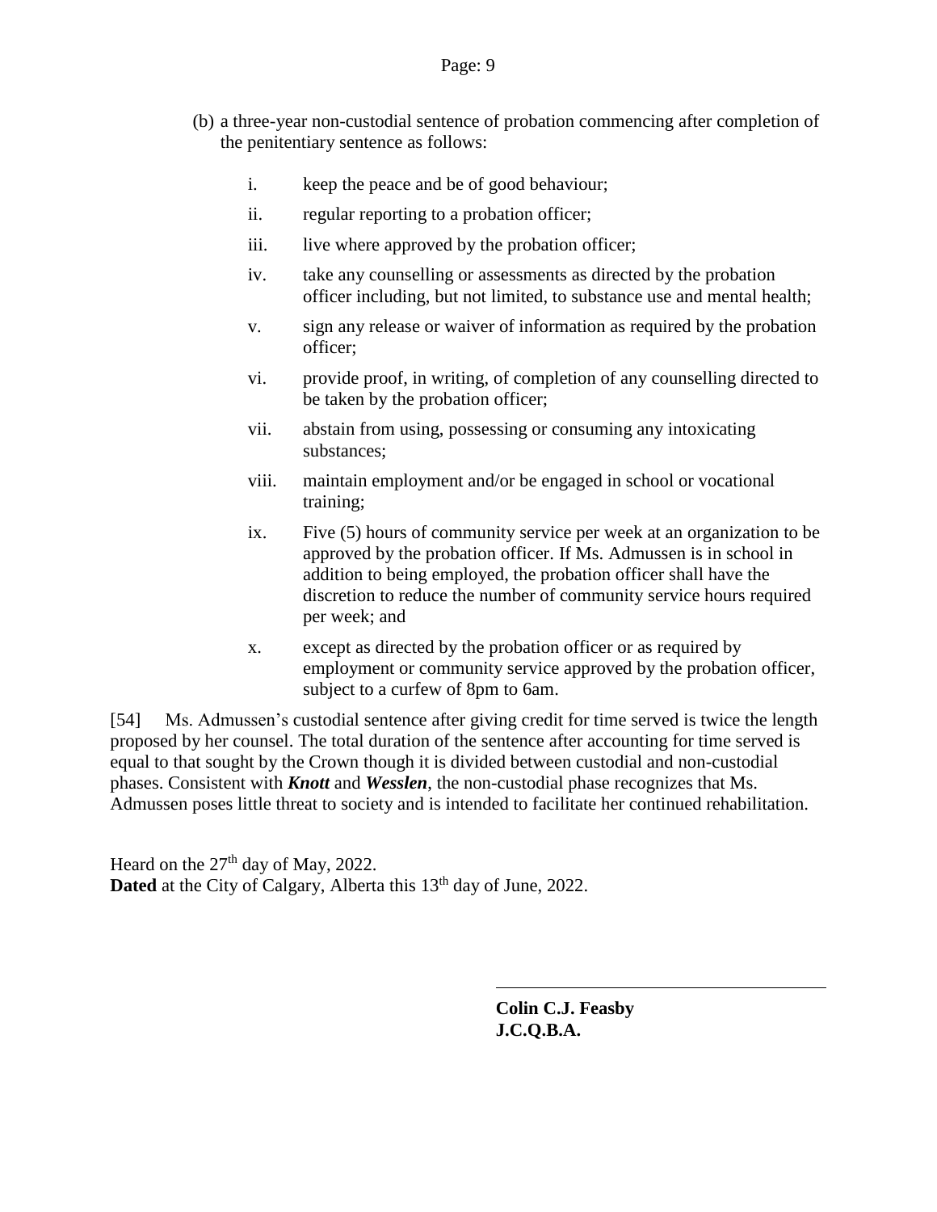(b) a three-year non-custodial sentence of probation commencing after completion of the penitentiary sentence as follows:

i. keep the peace and be of good behaviour;

ii. regular reporting to a probation officer;

iii. live where approved by the probation officer;

iv. take any counselling or assessments as directed by the probation officer including, but not limited, to substance use and mental health;

v. sign any release or waiver of information as required by the probation officer;

vi. provide proof, in writing, of completion of any counselling directed to be taken by the probation officer;

vii. abstain from using, possessing or consuming any intoxicating substances;

viii. maintain employment and/or be engaged in school or vocational training;

ix. Five (5) hours of community service per week at an organization to be approved by the probation officer. If Ms. Admussen is in school in addition to being employed, the probation officer shall have the discretion to reduce the number of community service hours required per week; and

x. except as directed by the probation officer or as required by employment or community service approved by the probation officer, subject to a curfew of 8pm to 6am.

[54] Ms. Admussen's custodial sentence after giving credit for time served is twice the length proposed by her counsel. The total duration of the sentence after accounting for time served is equal to that sought by the Crown though it is divided between custodial and non-custodial phases. Consistent with ***Knott*** and ***Wesslen***, the non-custodial phase recognizes that Ms. Admussen poses little threat to society and is intended to facilitate her continued rehabilitation.

Heard on the 27th day of May, 2022.
**Dated** at the City of Calgary, Alberta this 13th day of June, 2022.

**Colin C.J. Feasby**
**J.C.Q.B.A.**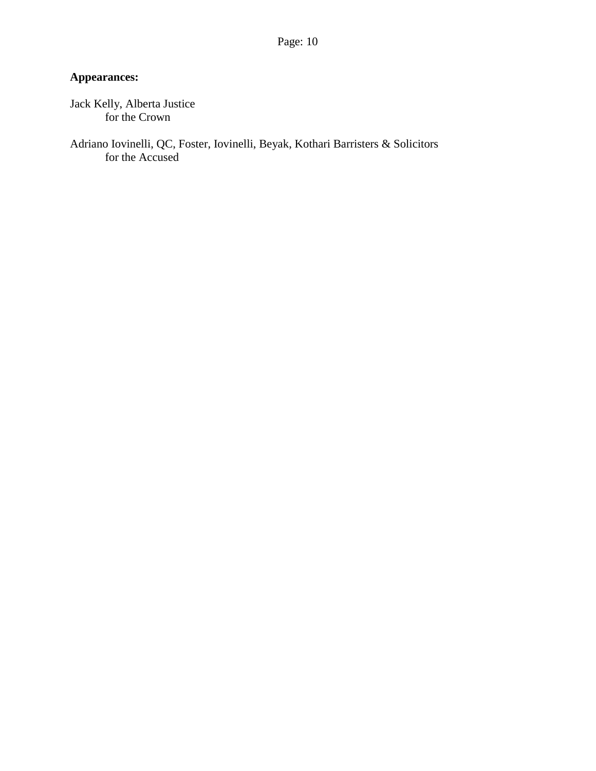**Appearances:**

Jack Kelly, Alberta Justice
for the Crown

Adriano Iovinelli, QC, Foster, Iovinelli, Beyak, Kothari Barristers & Solicitors
for the Accused